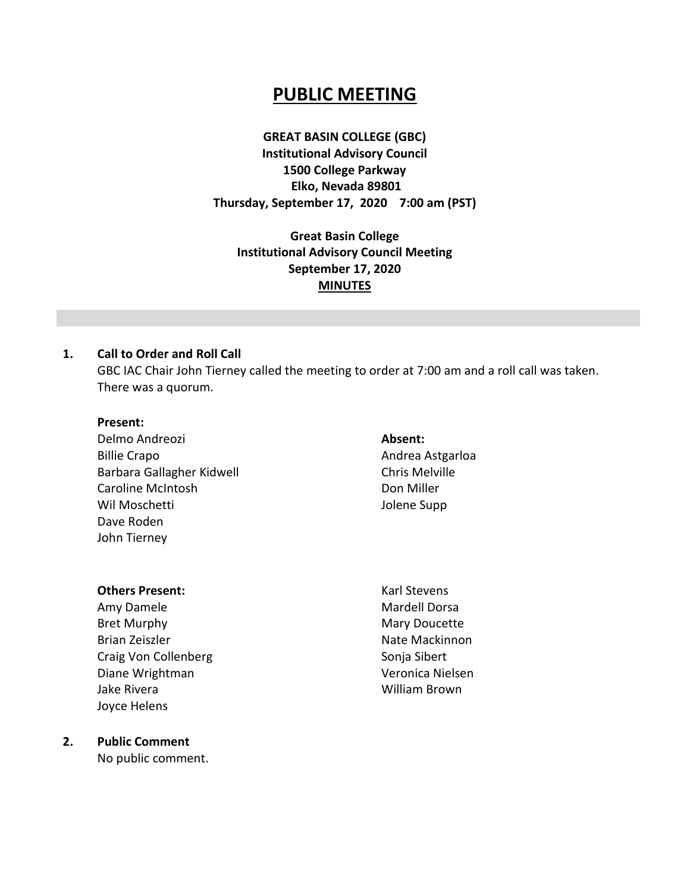# PUBLIC MEETING

**GREAT BASIN COLLEGE (GBC)**
**Institutional Advisory Council**
**1500 College Parkway**
**Elko, Nevada 89801**
**Thursday, September 17, 2020 7:00 am (PST)**

**Great Basin College**
**Institutional Advisory Council Meeting**
**September 17, 2020**
**MINUTES**

## 1. Call to Order and Roll Call

GBC IAC Chair John Tierney called the meeting to order at 7:00 am and a roll call was taken. There was a quorum.

**Present:**
Delmo Andreozi
Billie Crapo
Barbara Gallagher Kidwell
Caroline McIntosh
Wil Moschetti
Dave Roden
John Tierney

**Absent:**
Andrea Astgarloa
Chris Melville
Don Miller
Jolene Supp

**Others Present:**
Amy Damele
Bret Murphy
Brian Zeiszler
Craig Von Collenberg
Diane Wrightman
Jake Rivera
Joyce Helens
Karl Stevens
Mardell Dorsa
Mary Doucette
Nate Mackinnon
Sonja Sibert
Veronica Nielsen
William Brown

## 2. Public Comment

No public comment.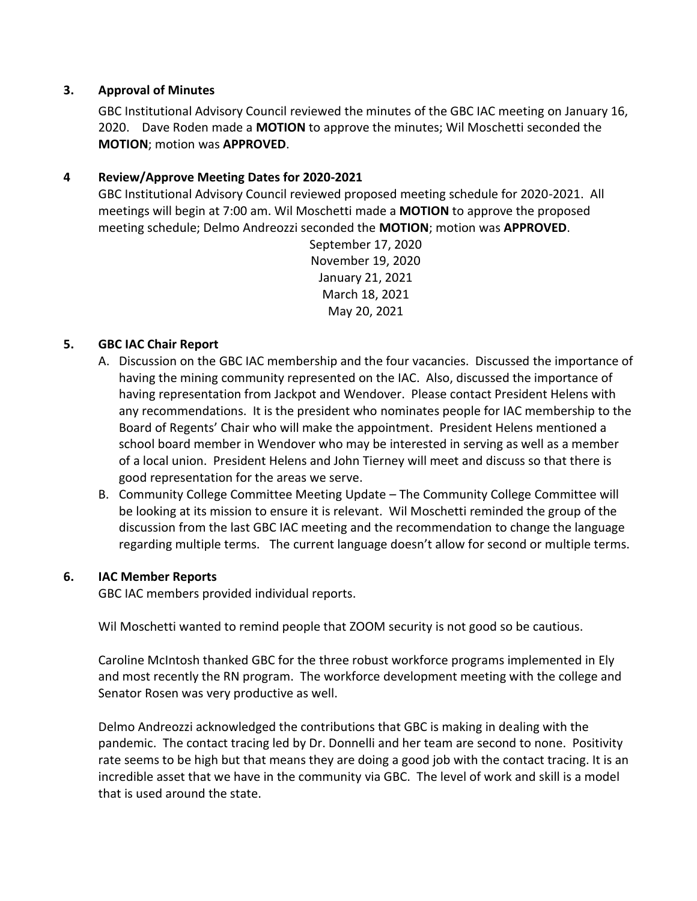### 3. Approval of Minutes

GBC Institutional Advisory Council reviewed the minutes of the GBC IAC meeting on January 16, 2020. Dave Roden made a **MOTION** to approve the minutes; Wil Moschetti seconded the **MOTION**; motion was **APPROVED**.

### 4 Review/Approve Meeting Dates for 2020-2021

GBC Institutional Advisory Council reviewed proposed meeting schedule for 2020-2021. All meetings will begin at 7:00 am. Wil Moschetti made a **MOTION** to approve the proposed meeting schedule; Delmo Andreozzi seconded the **MOTION**; motion was **APPROVED**.

September 17, 2020
November 19, 2020
January 21, 2021
March 18, 2021
May 20, 2021

### 5. GBC IAC Chair Report

A. Discussion on the GBC IAC membership and the four vacancies. Discussed the importance of having the mining community represented on the IAC. Also, discussed the importance of having representation from Jackpot and Wendover. Please contact President Helens with any recommendations. It is the president who nominates people for IAC membership to the Board of Regents' Chair who will make the appointment. President Helens mentioned a school board member in Wendover who may be interested in serving as well as a member of a local union. President Helens and John Tierney will meet and discuss so that there is good representation for the areas we serve.

B. Community College Committee Meeting Update – The Community College Committee will be looking at its mission to ensure it is relevant. Wil Moschetti reminded the group of the discussion from the last GBC IAC meeting and the recommendation to change the language regarding multiple terms. The current language doesn't allow for second or multiple terms.

### 6. IAC Member Reports

GBC IAC members provided individual reports.

Wil Moschetti wanted to remind people that ZOOM security is not good so be cautious.

Caroline McIntosh thanked GBC for the three robust workforce programs implemented in Ely and most recently the RN program. The workforce development meeting with the college and Senator Rosen was very productive as well.

Delmo Andreozzi acknowledged the contributions that GBC is making in dealing with the pandemic. The contact tracing led by Dr. Donnelli and her team are second to none. Positivity rate seems to be high but that means they are doing a good job with the contact tracing. It is an incredible asset that we have in the community via GBC. The level of work and skill is a model that is used around the state.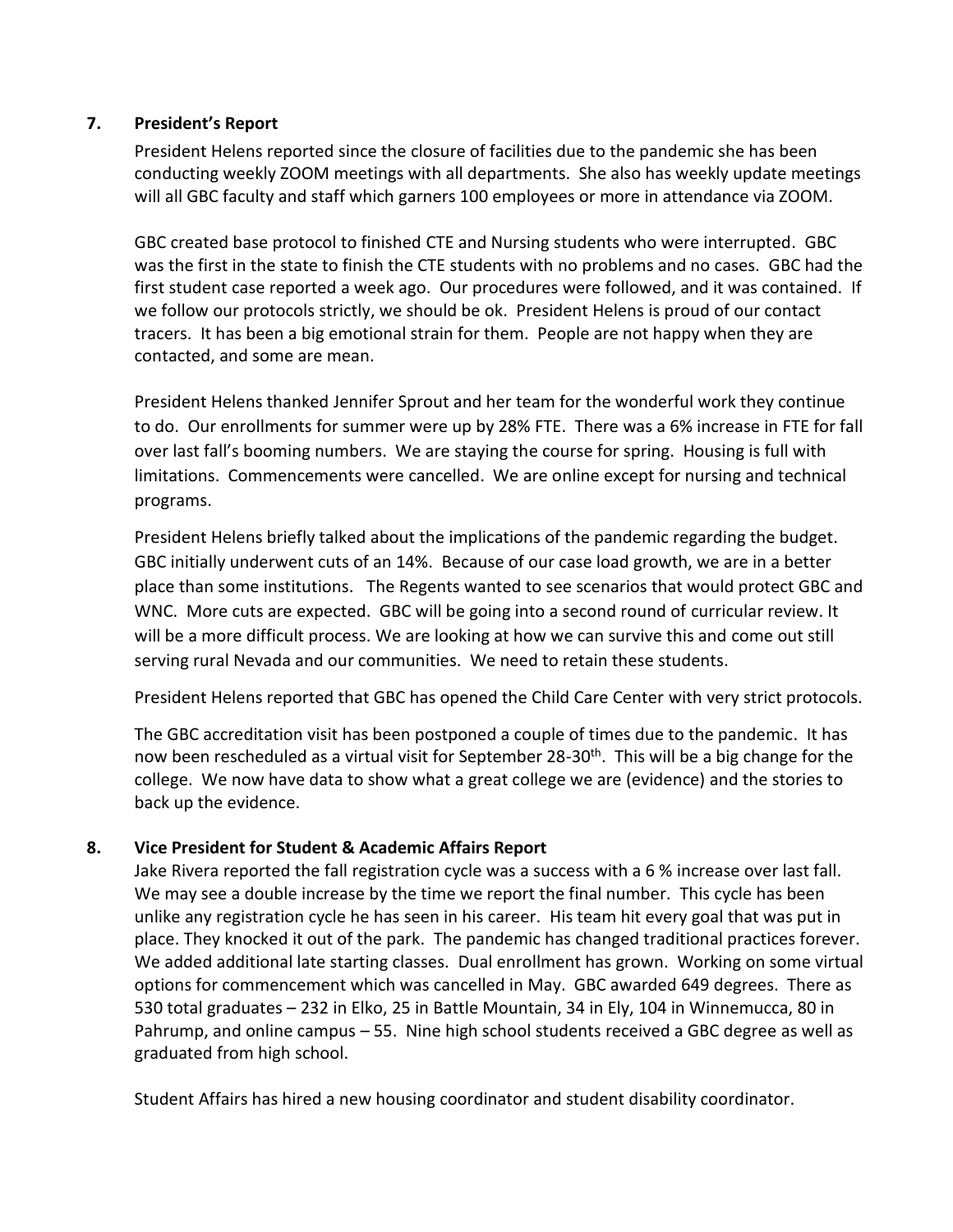**7. President's Report**

President Helens reported since the closure of facilities due to the pandemic she has been conducting weekly ZOOM meetings with all departments. She also has weekly update meetings will all GBC faculty and staff which garners 100 employees or more in attendance via ZOOM.

GBC created base protocol to finished CTE and Nursing students who were interrupted. GBC was the first in the state to finish the CTE students with no problems and no cases. GBC had the first student case reported a week ago. Our procedures were followed, and it was contained. If we follow our protocols strictly, we should be ok. President Helens is proud of our contact tracers. It has been a big emotional strain for them. People are not happy when they are contacted, and some are mean.

President Helens thanked Jennifer Sprout and her team for the wonderful work they continue to do. Our enrollments for summer were up by 28% FTE. There was a 6% increase in FTE for fall over last fall's booming numbers. We are staying the course for spring. Housing is full with limitations. Commencements were cancelled. We are online except for nursing and technical programs.

President Helens briefly talked about the implications of the pandemic regarding the budget. GBC initially underwent cuts of an 14%. Because of our case load growth, we are in a better place than some institutions. The Regents wanted to see scenarios that would protect GBC and WNC. More cuts are expected. GBC will be going into a second round of curricular review. It will be a more difficult process. We are looking at how we can survive this and come out still serving rural Nevada and our communities. We need to retain these students.

President Helens reported that GBC has opened the Child Care Center with very strict protocols.

The GBC accreditation visit has been postponed a couple of times due to the pandemic. It has now been rescheduled as a virtual visit for September 28-30th. This will be a big change for the college. We now have data to show what a great college we are (evidence) and the stories to back up the evidence.

**8. Vice President for Student & Academic Affairs Report**

Jake Rivera reported the fall registration cycle was a success with a 6 % increase over last fall. We may see a double increase by the time we report the final number. This cycle has been unlike any registration cycle he has seen in his career. His team hit every goal that was put in place. They knocked it out of the park. The pandemic has changed traditional practices forever. We added additional late starting classes. Dual enrollment has grown. Working on some virtual options for commencement which was cancelled in May. GBC awarded 649 degrees. There as 530 total graduates – 232 in Elko, 25 in Battle Mountain, 34 in Ely, 104 in Winnemucca, 80 in Pahrump, and online campus – 55. Nine high school students received a GBC degree as well as graduated from high school.

Student Affairs has hired a new housing coordinator and student disability coordinator.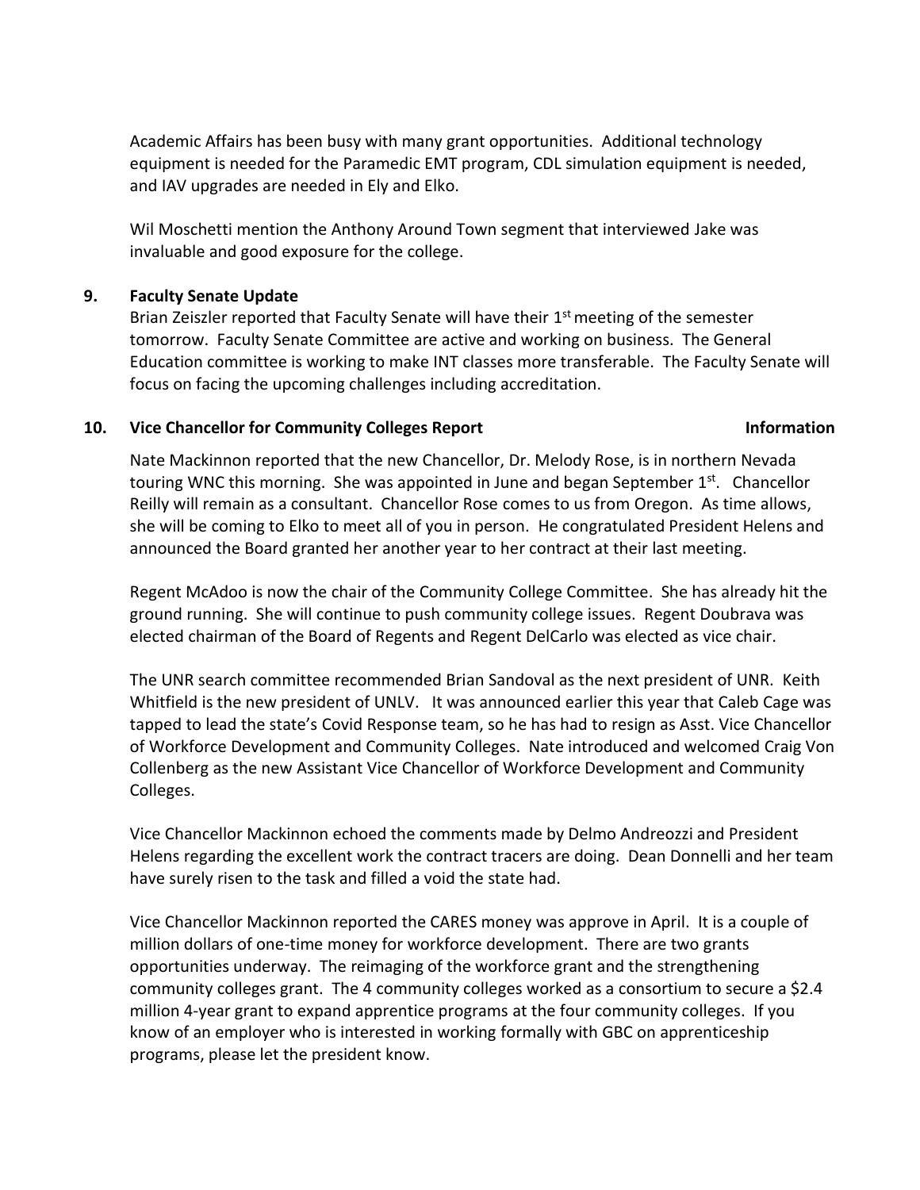Academic Affairs has been busy with many grant opportunities. Additional technology equipment is needed for the Paramedic EMT program, CDL simulation equipment is needed, and IAV upgrades are needed in Ely and Elko.

Wil Moschetti mention the Anthony Around Town segment that interviewed Jake was invaluable and good exposure for the college.

**9. Faculty Senate Update**

Brian Zeiszler reported that Faculty Senate will have their 1st meeting of the semester tomorrow. Faculty Senate Committee are active and working on business. The General Education committee is working to make INT classes more transferable. The Faculty Senate will focus on facing the upcoming challenges including accreditation.

**10. Vice Chancellor for Community Colleges Report** **Information**

Nate Mackinnon reported that the new Chancellor, Dr. Melody Rose, is in northern Nevada touring WNC this morning. She was appointed in June and began September 1st. Chancellor Reilly will remain as a consultant. Chancellor Rose comes to us from Oregon. As time allows, she will be coming to Elko to meet all of you in person. He congratulated President Helens and announced the Board granted her another year to her contract at their last meeting.

Regent McAdoo is now the chair of the Community College Committee. She has already hit the ground running. She will continue to push community college issues. Regent Doubrava was elected chairman of the Board of Regents and Regent DelCarlo was elected as vice chair.

The UNR search committee recommended Brian Sandoval as the next president of UNR. Keith Whitfield is the new president of UNLV. It was announced earlier this year that Caleb Cage was tapped to lead the state's Covid Response team, so he has had to resign as Asst. Vice Chancellor of Workforce Development and Community Colleges. Nate introduced and welcomed Craig Von Collenberg as the new Assistant Vice Chancellor of Workforce Development and Community Colleges.

Vice Chancellor Mackinnon echoed the comments made by Delmo Andreozzi and President Helens regarding the excellent work the contract tracers are doing. Dean Donnelli and her team have surely risen to the task and filled a void the state had.

Vice Chancellor Mackinnon reported the CARES money was approve in April. It is a couple of million dollars of one-time money for workforce development. There are two grants opportunities underway. The reimaging of the workforce grant and the strengthening community colleges grant. The 4 community colleges worked as a consortium to secure a $2.4 million 4-year grant to expand apprentice programs at the four community colleges. If you know of an employer who is interested in working formally with GBC on apprenticeship programs, please let the president know.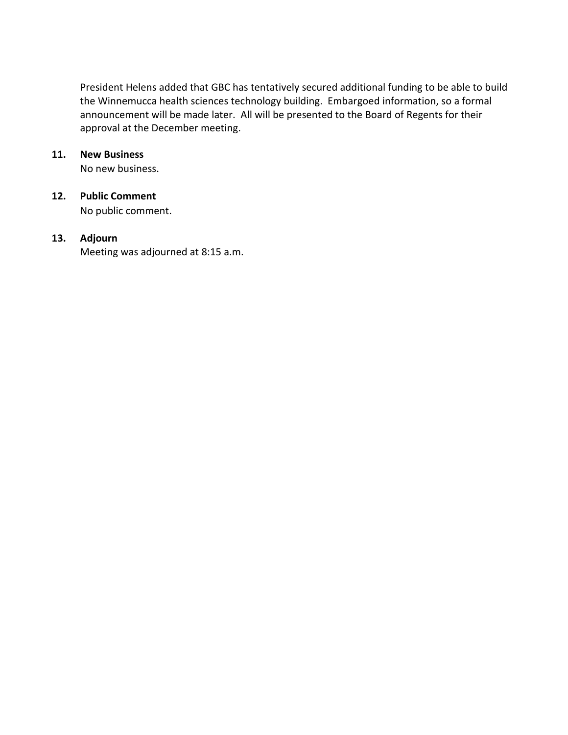President Helens added that GBC has tentatively secured additional funding to be able to build the Winnemucca health sciences technology building. Embargoed information, so a formal announcement will be made later. All will be presented to the Board of Regents for their approval at the December meeting.

**11. New Business**

No new business.

**12. Public Comment**

No public comment.

**13. Adjourn**

Meeting was adjourned at 8:15 a.m.